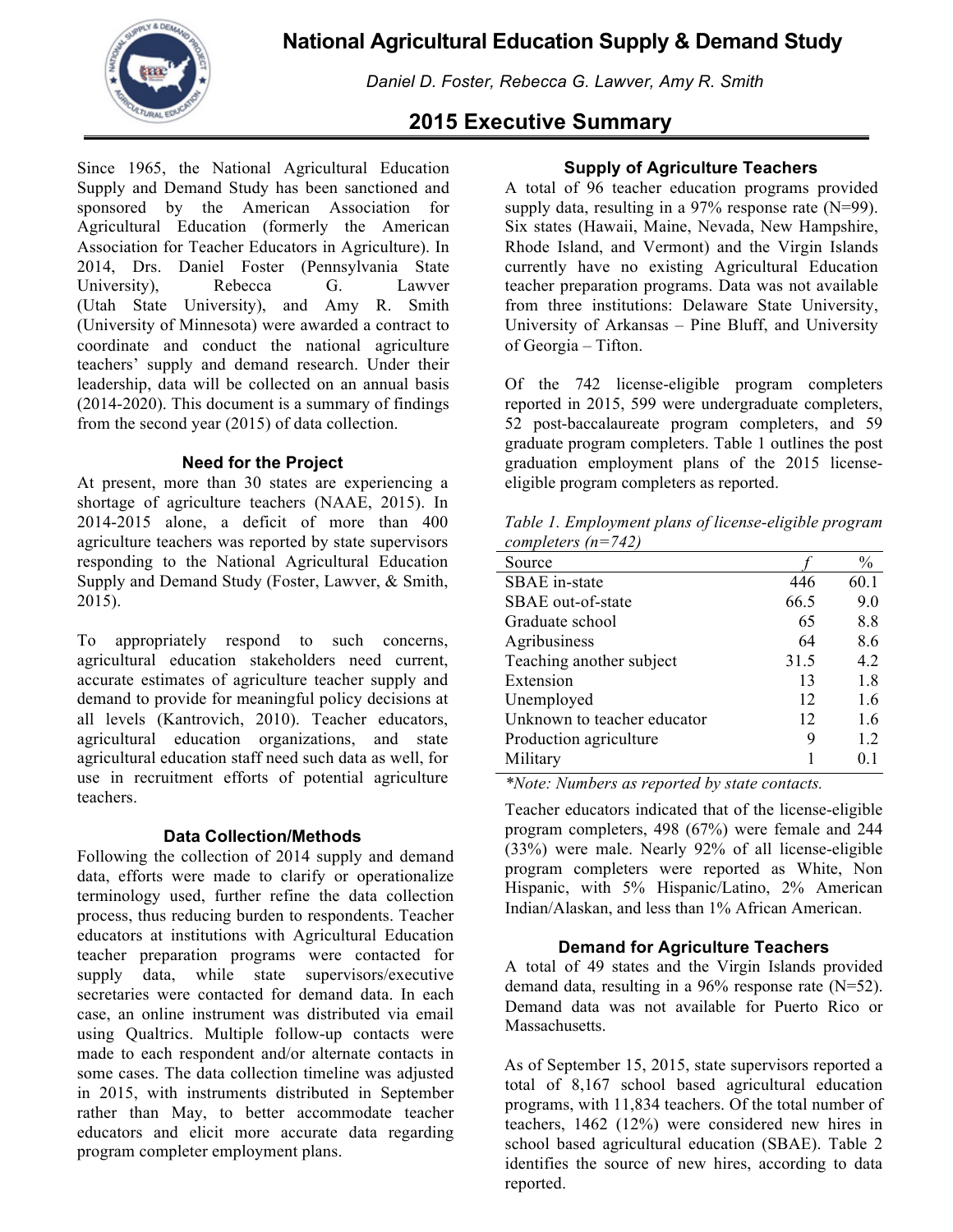# National Agricultural Education Supply & Demand Study

*Daniel D. Foster, Rebecca G. Lawver, Amy R. Smith*

## 2015 Executive Summary

Since 1965, the National Agricultural Education Supply and Demand Study has been sanctioned and sponsored by the American Association for Agricultural Education (formerly the American Association for Teacher Educators in Agriculture). In 2014, Drs. Daniel Foster (Pennsylvania State University), Rebecca G. Lawver (Utah State University), and Amy R. Smith (University of Minnesota) were awarded a contract to coordinate and conduct the national agriculture teachers' supply and demand research. Under their leadership, data will be collected on an annual basis (2014-2020). This document is a summary of findings from the second year (2015) of data collection.

### Need for the Project

At present, more than 30 states are experiencing a shortage of agriculture teachers (NAAE, 2015). In 2014-2015 alone, a deficit of more than 400 agriculture teachers was reported by state supervisors responding to the National Agricultural Education Supply and Demand Study (Foster, Lawver, & Smith, 2015).

To appropriately respond to such concerns, agricultural education stakeholders need current, accurate estimates of agriculture teacher supply and demand to provide for meaningful policy decisions at all levels (Kantrovich, 2010). Teacher educators, agricultural education organizations, and state agricultural education staff need such data as well, for use in recruitment efforts of potential agriculture teachers.

### Data Collection/Methods

Following the collection of 2014 supply and demand data, efforts were made to clarify or operationalize terminology used, further refine the data collection process, thus reducing burden to respondents. Teacher educators at institutions with Agricultural Education teacher preparation programs were contacted for supply data, while state supervisors/executive secretaries were contacted for demand data. In each case, an online instrument was distributed via email using Qualtrics. Multiple follow-up contacts were made to each respondent and/or alternate contacts in some cases. The data collection timeline was adjusted in 2015, with instruments distributed in September rather than May, to better accommodate teacher educators and elicit more accurate data regarding program completer employment plans.

### Supply of Agriculture Teachers

A total of 96 teacher education programs provided supply data, resulting in a 97% response rate (N=99). Six states (Hawaii, Maine, Nevada, New Hampshire, Rhode Island, and Vermont) and the Virgin Islands currently have no existing Agricultural Education teacher preparation programs. Data was not available from three institutions: Delaware State University, University of Arkansas – Pine Bluff, and University of Georgia – Tifton.

Of the 742 license-eligible program completers reported in 2015, 599 were undergraduate completers, 52 post-baccalaureate program completers, and 59 graduate program completers. Table 1 outlines the post graduation employment plans of the 2015 license-eligible program completers as reported.

*Table 1. Employment plans of license-eligible program completers (n=742)*

| Source | *f* | % |
|---|---|---|
| SBAE in-state | 446 | 60.1 |
| SBAE out-of-state | 66.5 | 9.0 |
| Graduate school | 65 | 8.8 |
| Agribusiness | 64 | 8.6 |
| Teaching another subject | 31.5 | 4.2 |
| Extension | 13 | 1.8 |
| Unemployed | 12 | 1.6 |
| Unknown to teacher educator | 12 | 1.6 |
| Production agriculture | 9 | 1.2 |
| Military | 1 | 0.1 |

*\*Note: Numbers as reported by state contacts.*

Teacher educators indicated that of the license-eligible program completers, 498 (67%) were female and 244 (33%) were male. Nearly 92% of all license-eligible program completers were reported as White, Non Hispanic, with 5% Hispanic/Latino, 2% American Indian/Alaskan, and less than 1% African American.

### Demand for Agriculture Teachers

A total of 49 states and the Virgin Islands provided demand data, resulting in a 96% response rate (N=52). Demand data was not available for Puerto Rico or Massachusetts.

As of September 15, 2015, state supervisors reported a total of 8,167 school based agricultural education programs, with 11,834 teachers. Of the total number of teachers, 1462 (12%) were considered new hires in school based agricultural education (SBAE). Table 2 identifies the source of new hires, according to data reported.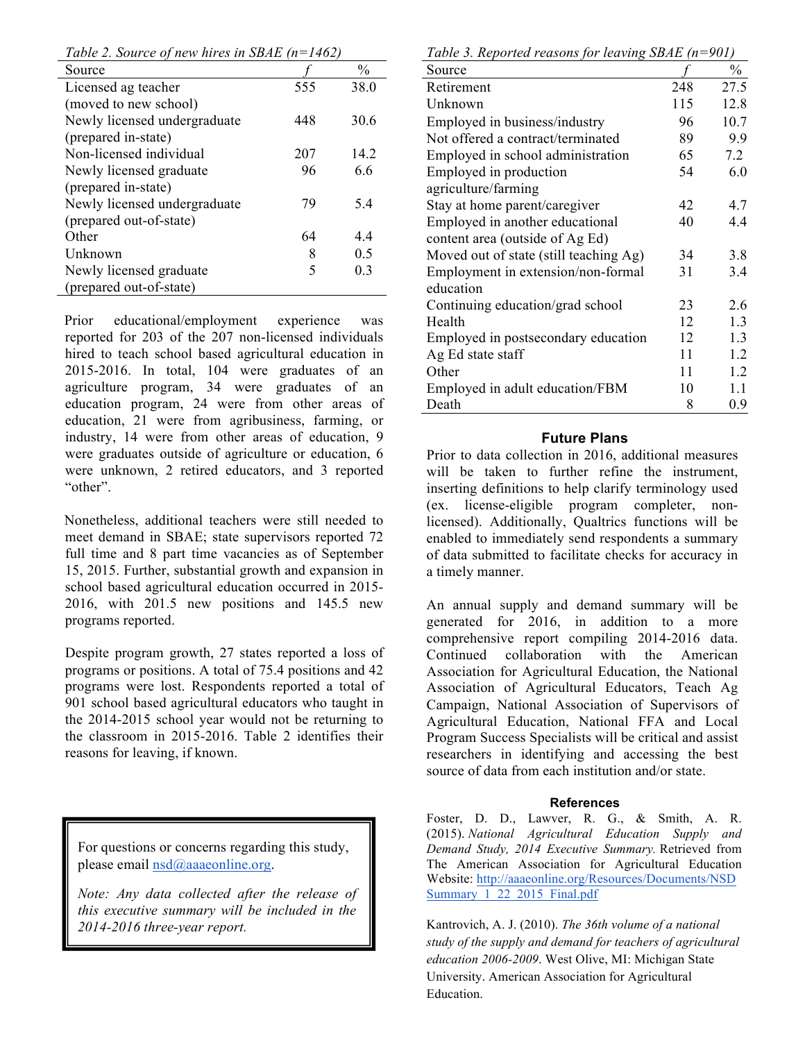Table 2. Source of new hires in SBAE (n=1462)

| Source | *f* | % |
|---|---|---|
| Licensed ag teacher (moved to new school) | 555 | 38.0 |
| Newly licensed undergraduate (prepared in-state) | 448 | 30.6 |
| Non-licensed individual | 207 | 14.2 |
| Newly licensed graduate (prepared in-state) | 96 | 6.6 |
| Newly licensed undergraduate (prepared out-of-state) | 79 | 5.4 |
| Other | 64 | 4.4 |
| Unknown | 8 | 0.5 |
| Newly licensed graduate (prepared out-of-state) | 5 | 0.3 |

Prior educational/employment experience was reported for 203 of the 207 non-licensed individuals hired to teach school based agricultural education in 2015-2016. In total, 104 were graduates of an agriculture program, 34 were graduates of an education program, 24 were from other areas of education, 21 were from agribusiness, farming, or industry, 14 were from other areas of education, 9 were graduates outside of agriculture or education, 6 were unknown, 2 retired educators, and 3 reported "other".

Nonetheless, additional teachers were still needed to meet demand in SBAE; state supervisors reported 72 full time and 8 part time vacancies as of September 15, 2015. Further, substantial growth and expansion in school based agricultural education occurred in 2015-2016, with 201.5 new positions and 145.5 new programs reported.

Despite program growth, 27 states reported a loss of programs or positions. A total of 75.4 positions and 42 programs were lost. Respondents reported a total of 901 school based agricultural educators who taught in the 2014-2015 school year would not be returning to the classroom in 2015-2016. Table 2 identifies their reasons for leaving, if known.

For questions or concerns regarding this study, please email nsd@aaaeonline.org.

*Note: Any data collected after the release of this executive summary will be included in the 2014-2016 three-year report.*

Table 3. Reported reasons for leaving SBAE (n=901)

| Source | *f* | % |
|---|---|---|
| Retirement | 248 | 27.5 |
| Unknown | 115 | 12.8 |
| Employed in business/industry | 96 | 10.7 |
| Not offered a contract/terminated | 89 | 9.9 |
| Employed in school administration | 65 | 7.2 |
| Employed in production agriculture/farming | 54 | 6.0 |
| Stay at home parent/caregiver | 42 | 4.7 |
| Employed in another educational content area (outside of Ag Ed) | 40 | 4.4 |
| Moved out of state (still teaching Ag) | 34 | 3.8 |
| Employment in extension/non-formal education | 31 | 3.4 |
| Continuing education/grad school | 23 | 2.6 |
| Health | 12 | 1.3 |
| Employed in postsecondary education | 12 | 1.3 |
| Ag Ed state staff | 11 | 1.2 |
| Other | 11 | 1.2 |
| Employed in adult education/FBM | 10 | 1.1 |
| Death | 8 | 0.9 |

## Future Plans

Prior to data collection in 2016, additional measures will be taken to further refine the instrument, inserting definitions to help clarify terminology used (ex. license-eligible program completer, non-licensed). Additionally, Qualtrics functions will be enabled to immediately send respondents a summary of data submitted to facilitate checks for accuracy in a timely manner.

An annual supply and demand summary will be generated for 2016, in addition to a more comprehensive report compiling 2014-2016 data. Continued collaboration with the American Association for Agricultural Education, the National Association of Agricultural Educators, Teach Ag Campaign, National Association of Supervisors of Agricultural Education, National FFA and Local Program Success Specialists will be critical and assist researchers in identifying and accessing the best source of data from each institution and/or state.

## References

Foster, D. D., Lawver, R. G., & Smith, A. R. (2015). *National Agricultural Education Supply and Demand Study, 2014 Executive Summary.* Retrieved from The American Association for Agricultural Education Website: http://aaaeonline.org/Resources/Documents/NSD Summary_1_22_2015_Final.pdf

Kantrovich, A. J. (2010). *The 36th volume of a national study of the supply and demand for teachers of agricultural education 2006-2009*. West Olive, MI: Michigan State University. American Association for Agricultural Education.